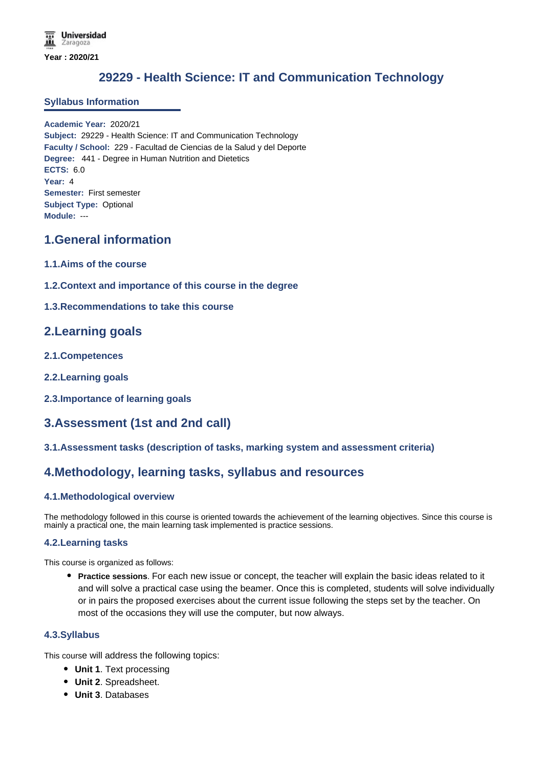Universidad Zaragoza

Year : 2020/21

# 29229 - Health Science: IT and Communication Technology

## Syllabus Information

**Academic Year:** 2020/21
**Subject:** 29229 - Health Science: IT and Communication Technology
**Faculty / School:** 229 - Facultad de Ciencias de la Salud y del Deporte
**Degree:** 441 - Degree in Human Nutrition and Dietetics
**ECTS:** 6.0
**Year:** 4
**Semester:** First semester
**Subject Type:** Optional
**Module:** ---

## 1.General information

### 1.1.Aims of the course

### 1.2.Context and importance of this course in the degree

### 1.3.Recommendations to take this course

## 2.Learning goals

### 2.1.Competences

### 2.2.Learning goals

### 2.3.Importance of learning goals

## 3.Assessment (1st and 2nd call)

### 3.1.Assessment tasks (description of tasks, marking system and assessment criteria)

## 4.Methodology, learning tasks, syllabus and resources

### 4.1.Methodological overview

The methodology followed in this course is oriented towards the achievement of the learning objectives. Since this course is mainly a practical one, the main learning task implemented is practice sessions.

### 4.2.Learning tasks

This course is organized as follows:

- **Practice sessions**. For each new issue or concept, the teacher will explain the basic ideas related to it and will solve a practical case using the beamer. Once this is completed, students will solve individually or in pairs the proposed exercises about the current issue following the steps set by the teacher. On most of the occasions they will use the computer, but now always.

### 4.3.Syllabus

This course will address the following topics:

- **Unit 1**. Text processing
- **Unit 2**. Spreadsheet.
- **Unit 3**. Databases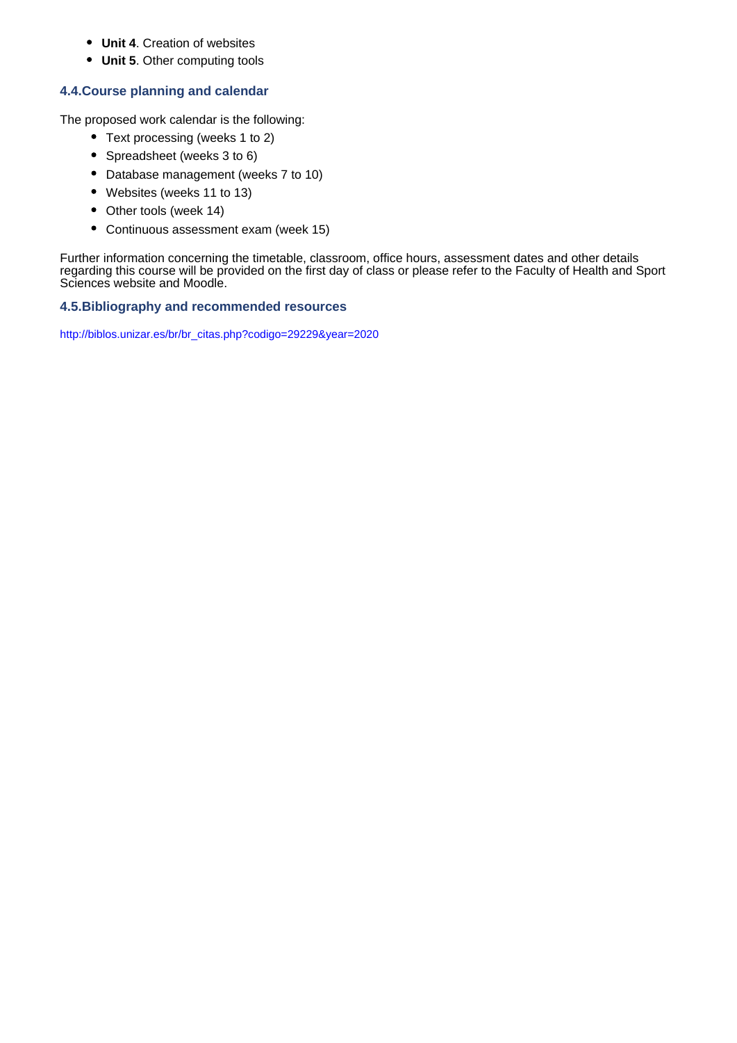- **Unit 4**. Creation of websites
- **Unit 5**. Other computing tools

### 4.4.Course planning and calendar

The proposed work calendar is the following:

- Text processing (weeks 1 to 2)
- Spreadsheet (weeks 3 to 6)
- Database management (weeks 7 to 10)
- Websites (weeks 11 to 13)
- Other tools (week 14)
- Continuous assessment exam (week 15)

Further information concerning the timetable, classroom, office hours, assessment dates and other details regarding this course will be provided on the first day of class or please refer to the Faculty of Health and Sport Sciences website and Moodle.

### 4.5.Bibliography and recommended resources

http://biblos.unizar.es/br/br_citas.php?codigo=29229&year=2020